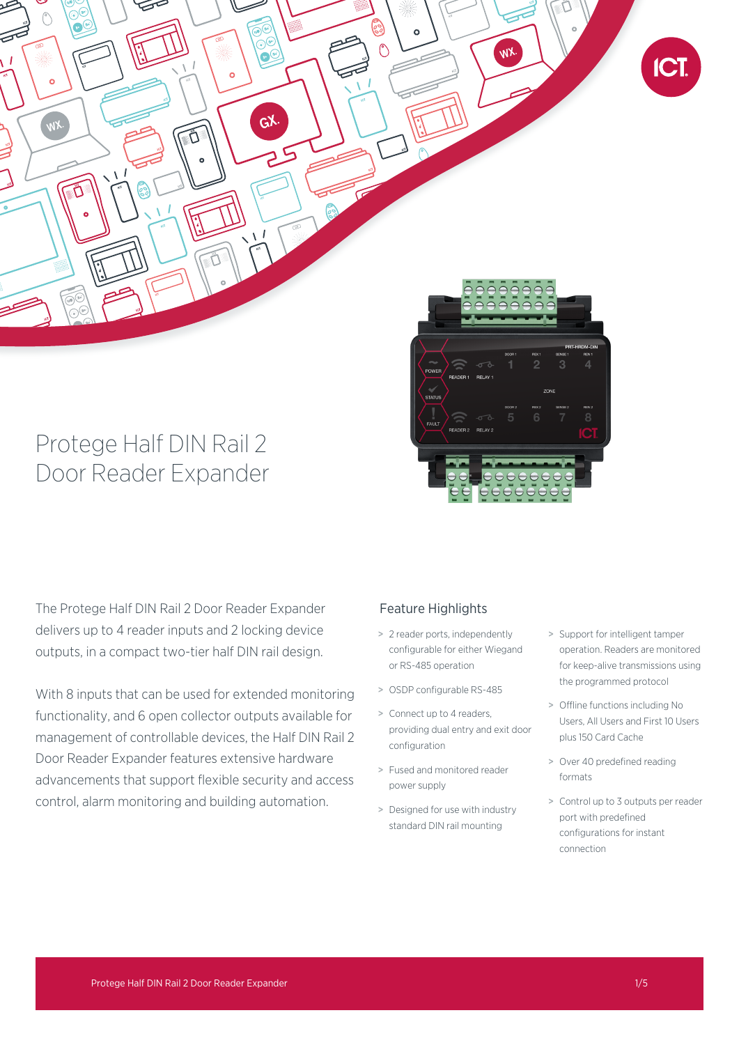# Protege Half DIN Rail 2 Door Reader Expander

The Protege Half DIN Rail 2 Door Reader Expander delivers up to 4 reader inputs and 2 locking device outputs, in a compact two-tier half DIN rail design.

With 8 inputs that can be used for extended monitoring functionality, and 6 open collector outputs available for management of controllable devices, the Half DIN Rail 2 Door Reader Expander features extensive hardware advancements that support flexible security and access control, alarm monitoring and building automation.

## Feature Highlights

- 2 reader ports, independently configurable for either Wiegand or RS-485 operation
- OSDP configurable RS-485
- Connect up to 4 readers, providing dual entry and exit door configuration
- Fused and monitored reader power supply
- Designed for use with industry standard DIN rail mounting
- Support for intelligent tamper operation. Readers are monitored for keep-alive transmissions using the programmed protocol
- Offline functions including No Users, All Users and First 10 Users plus 150 Card Cache
- Over 40 predefined reading formats
- Control up to 3 outputs per reader port with predefined configurations for instant connection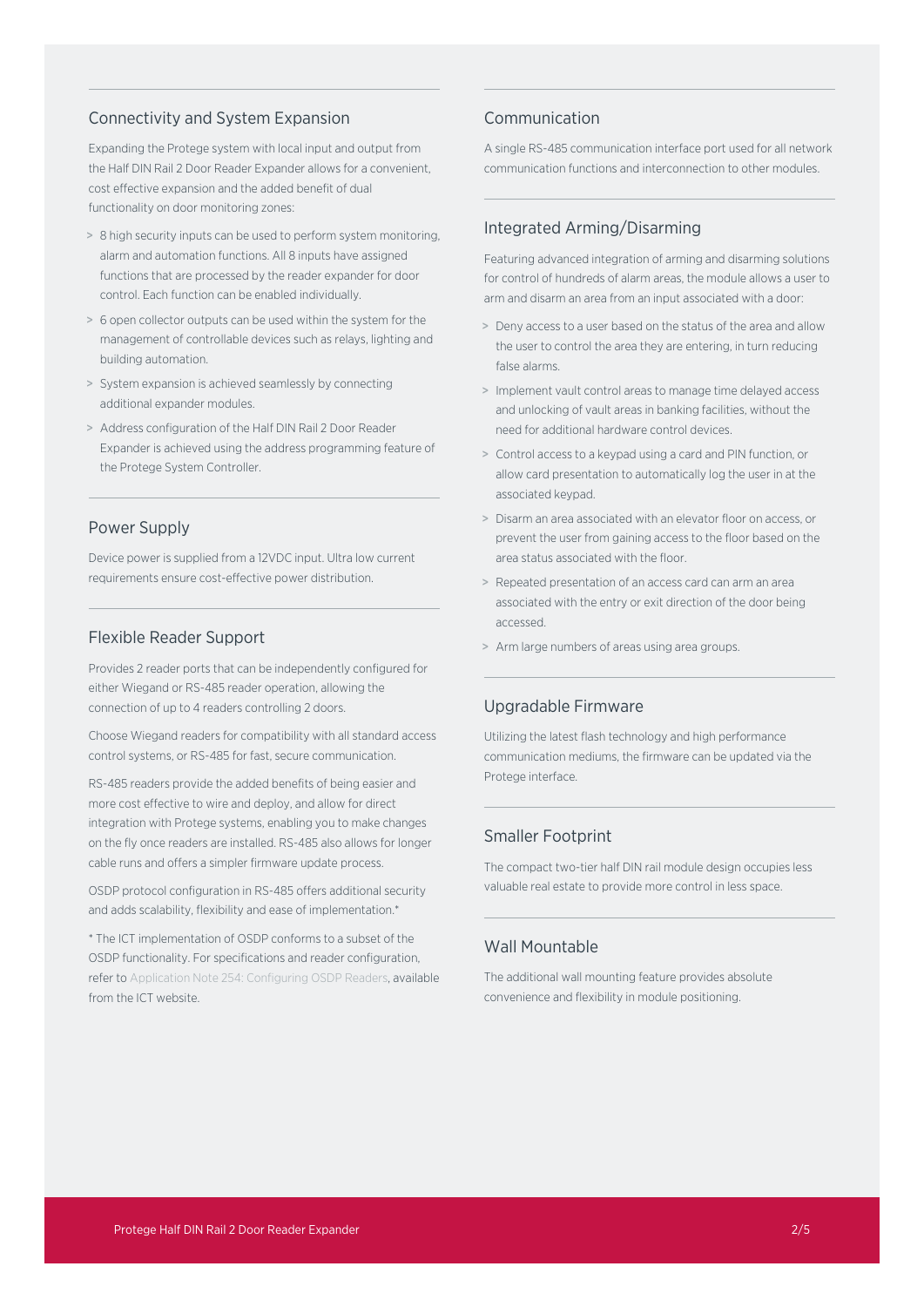## Connectivity and System Expansion

Expanding the Protege system with local input and output from the Half DIN Rail 2 Door Reader Expander allows for a convenient, cost effective expansion and the added benefit of dual functionality on door monitoring zones:

> 8 high security inputs can be used to perform system monitoring, alarm and automation functions. All 8 inputs have assigned functions that are processed by the reader expander for door control. Each function can be enabled individually.

> 6 open collector outputs can be used within the system for the management of controllable devices such as relays, lighting and building automation.

> System expansion is achieved seamlessly by connecting additional expander modules.

> Address configuration of the Half DIN Rail 2 Door Reader Expander is achieved using the address programming feature of the Protege System Controller.

## Power Supply

Device power is supplied from a 12VDC input. Ultra low current requirements ensure cost-effective power distribution.

## Flexible Reader Support

Provides 2 reader ports that can be independently configured for either Wiegand or RS-485 reader operation, allowing the connection of up to 4 readers controlling 2 doors.

Choose Wiegand readers for compatibility with all standard access control systems, or RS-485 for fast, secure communication.

RS-485 readers provide the added benefits of being easier and more cost effective to wire and deploy, and allow for direct integration with Protege systems, enabling you to make changes on the fly once readers are installed. RS-485 also allows for longer cable runs and offers a simpler firmware update process.

OSDP protocol configuration in RS-485 offers additional security and adds scalability, flexibility and ease of implementation.*

* The ICT implementation of OSDP conforms to a subset of the OSDP functionality. For specifications and reader configuration, refer to Application Note 254: Configuring OSDP Readers, available from the ICT website.

## Communication

A single RS-485 communication interface port used for all network communication functions and interconnection to other modules.

## Integrated Arming/Disarming

Featuring advanced integration of arming and disarming solutions for control of hundreds of alarm areas, the module allows a user to arm and disarm an area from an input associated with a door:

> Deny access to a user based on the status of the area and allow the user to control the area they are entering, in turn reducing false alarms.

> Implement vault control areas to manage time delayed access and unlocking of vault areas in banking facilities, without the need for additional hardware control devices.

> Control access to a keypad using a card and PIN function, or allow card presentation to automatically log the user in at the associated keypad.

> Disarm an area associated with an elevator floor on access, or prevent the user from gaining access to the floor based on the area status associated with the floor.

> Repeated presentation of an access card can arm an area associated with the entry or exit direction of the door being accessed.

> Arm large numbers of areas using area groups.

## Upgradable Firmware

Utilizing the latest flash technology and high performance communication mediums, the firmware can be updated via the Protege interface.

## Smaller Footprint

The compact two-tier half DIN rail module design occupies less valuable real estate to provide more control in less space.

## Wall Mountable

The additional wall mounting feature provides absolute convenience and flexibility in module positioning.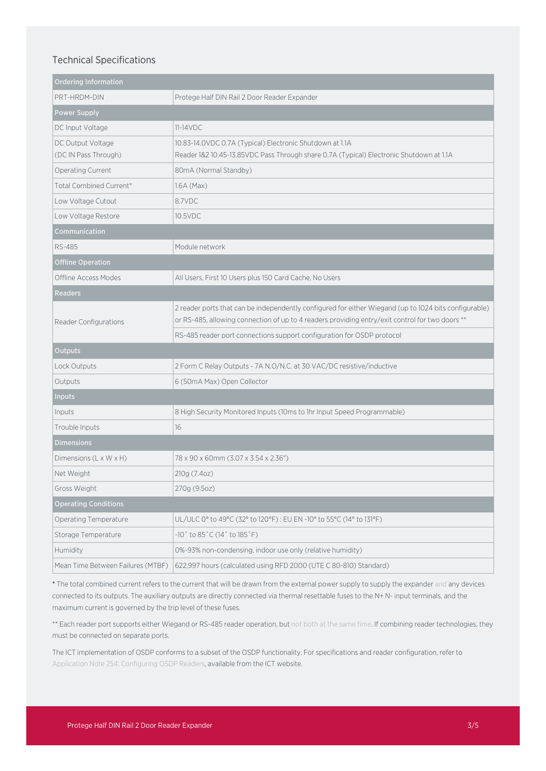## Technical Specifications

| Ordering Information | |
|---|---|
| PRT-HRDM-DIN | Protege Half DIN Rail 2 Door Reader Expander |
| **Power Supply** | |
| DC Input Voltage | 11-14VDC |
| DC Output Voltage (DC IN Pass Through) | 10.83-14.0VDC 0.7A (Typical) Electronic Shutdown at 1.1A<br>Reader 1&2 10.45-13.85VDC Pass Through share 0.7A (Typical) Electronic Shutdown at 1.1A |
| Operating Current | 80mA (Normal Standby) |
| Total Combined Current* | 1.6A (Max) |
| Low Voltage Cutout | 8.7VDC |
| Low Voltage Restore | 10.5VDC |
| **Communication** | |
| RS-485 | Module network |
| **Offline Operation** | |
| Offline Access Modes | All Users, First 10 Users plus 150 Card Cache, No Users |
| **Readers** | |
| Reader Configurations | 2 reader ports that can be independently configured for either Wiegand (up to 1024 bits configurable) or RS-485, allowing connection of up to 4 readers providing entry/exit control for two doors **<br>RS-485 reader port connections support configuration for OSDP protocol |
| **Outputs** | |
| Lock Outputs | 2 Form C Relay Outputs - 7A N.O/N.C. at 30 VAC/DC resistive/inductive |
| Outputs | 6 (50mA Max) Open Collector |
| **Inputs** | |
| Inputs | 8 High Security Monitored Inputs (10ms to 1hr Input Speed Programmable) |
| Trouble Inputs | 16 |
| **Dimensions** | |
| Dimensions (L x W x H) | 78 x 90 x 60mm (3.07 x 3.54 x 2.36") |
| Net Weight | 210g (7.4oz) |
| Gross Weight | 270g (9.5oz) |
| **Operating Conditions** | |
| Operating Temperature | UL/ULC 0° to 49°C (32° to 120°F) : EU EN -10° to 55°C (14° to 131°F) |
| Storage Temperature | -10˚ to 85˚C (14˚ to 185˚F) |
| Humidity | 0%-93% non-condensing, indoor use only (relative humidity) |
| Mean Time Between Failures (MTBF) | 622,997 hours (calculated using RFD 2000 (UTE C 80-810) Standard) |

* The total combined current refers to the current that will be drawn from the external power supply to supply the expander and any devices connected to its outputs. The auxiliary outputs are directly connected via thermal resettable fuses to the N+ N- input terminals, and the maximum current is governed by the trip level of these fuses.

** Each reader port supports either Wiegand or RS-485 reader operation, but not both at the same time. If combining reader technologies, they must be connected on separate ports.

The ICT implementation of OSDP conforms to a subset of the OSDP functionality. For specifications and reader configuration, refer to Application Note 254: Configuring OSDP Readers, available from the ICT website.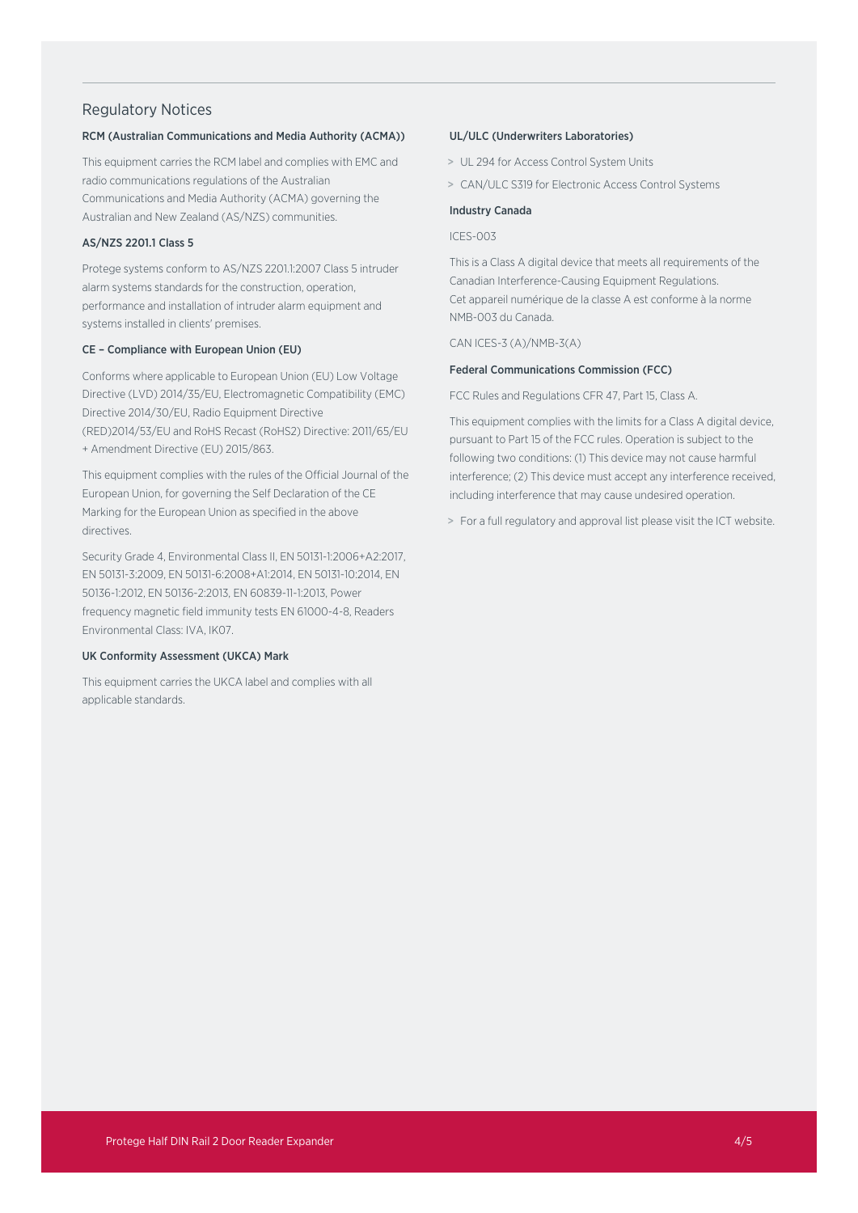## Regulatory Notices

### RCM (Australian Communications and Media Authority (ACMA))

This equipment carries the RCM label and complies with EMC and radio communications regulations of the Australian Communications and Media Authority (ACMA) governing the Australian and New Zealand (AS/NZS) communities.

### AS/NZS 2201.1 Class 5

Protege systems conform to AS/NZS 2201.1:2007 Class 5 intruder alarm systems standards for the construction, operation, performance and installation of intruder alarm equipment and systems installed in clients' premises.

### CE – Compliance with European Union (EU)

Conforms where applicable to European Union (EU) Low Voltage Directive (LVD) 2014/35/EU, Electromagnetic Compatibility (EMC) Directive 2014/30/EU, Radio Equipment Directive (RED)2014/53/EU and RoHS Recast (RoHS2) Directive: 2011/65/EU + Amendment Directive (EU) 2015/863.

This equipment complies with the rules of the Official Journal of the European Union, for governing the Self Declaration of the CE Marking for the European Union as specified in the above directives.

Security Grade 4, Environmental Class II, EN 50131-1:2006+A2:2017, EN 50131-3:2009, EN 50131-6:2008+A1:2014, EN 50131-10:2014, EN 50136-1:2012, EN 50136-2:2013, EN 60839-11-1:2013, Power frequency magnetic field immunity tests EN 61000-4-8, Readers Environmental Class: IVA, IK07.

### UK Conformity Assessment (UKCA) Mark

This equipment carries the UKCA label and complies with all applicable standards.

### UL/ULC (Underwriters Laboratories)

- UL 294 for Access Control System Units
- CAN/ULC S319 for Electronic Access Control Systems

### Industry Canada

ICES-003

This is a Class A digital device that meets all requirements of the Canadian Interference-Causing Equipment Regulations.
Cet appareil numérique de la classe A est conforme à la norme NMB-003 du Canada.

CAN ICES-3 (A)/NMB-3(A)

### Federal Communications Commission (FCC)

FCC Rules and Regulations CFR 47, Part 15, Class A.

This equipment complies with the limits for a Class A digital device, pursuant to Part 15 of the FCC rules. Operation is subject to the following two conditions: (1) This device may not cause harmful interference; (2) This device must accept any interference received, including interference that may cause undesired operation.

- For a full regulatory and approval list please visit the ICT website.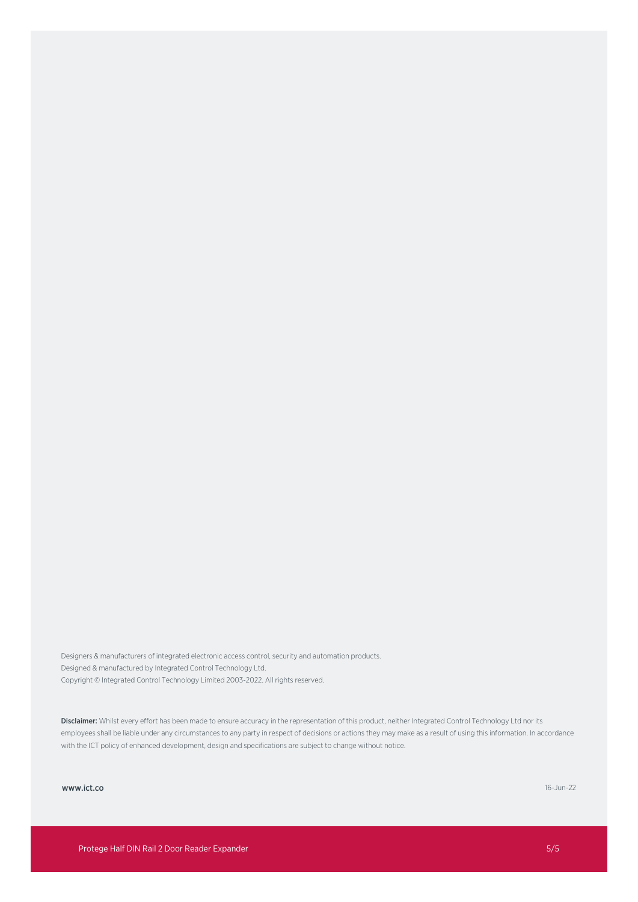Designers & manufacturers of integrated electronic access control, security and automation products.
Designed & manufactured by Integrated Control Technology Ltd.
Copyright © Integrated Control Technology Limited 2003-2022. All rights reserved.

**Disclaimer:** Whilst every effort has been made to ensure accuracy in the representation of this product, neither Integrated Control Technology Ltd nor its employees shall be liable under any circumstances to any party in respect of decisions or actions they may make as a result of using this information. In accordance with the ICT policy of enhanced development, design and specifications are subject to change without notice.

**www.ict.co**

16-Jun-22